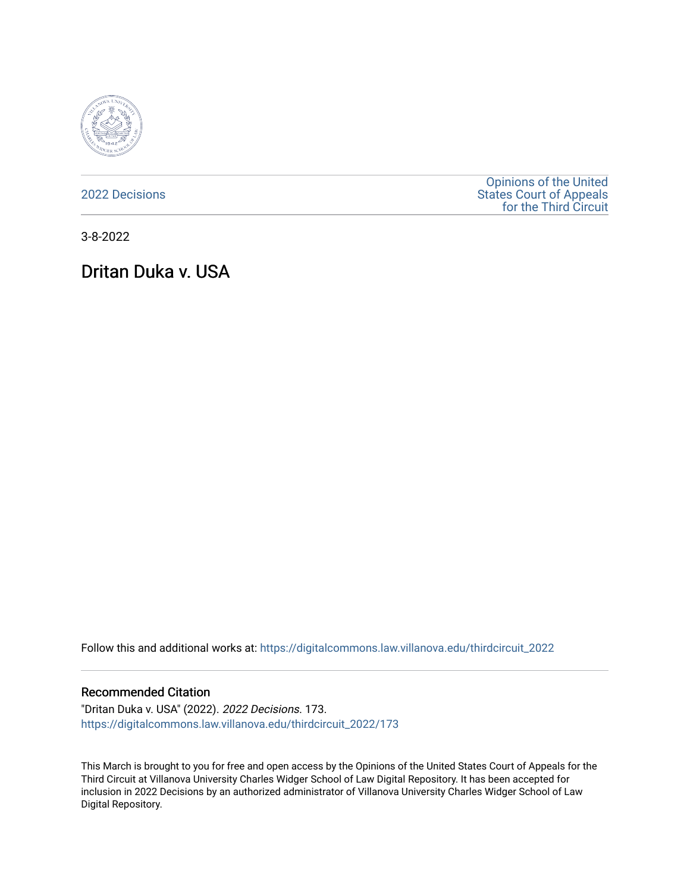2022 Decisions

Opinions of the United States Court of Appeals for the Third Circuit

3-8-2022

# Dritan Duka v. USA

Follow this and additional works at: https://digitalcommons.law.villanova.edu/thirdcircuit_2022

## Recommended Citation

"Dritan Duka v. USA" (2022). *2022 Decisions*. 173.
https://digitalcommons.law.villanova.edu/thirdcircuit_2022/173

This March is brought to you for free and open access by the Opinions of the United States Court of Appeals for the Third Circuit at Villanova University Charles Widger School of Law Digital Repository. It has been accepted for inclusion in 2022 Decisions by an authorized administrator of Villanova University Charles Widger School of Law Digital Repository.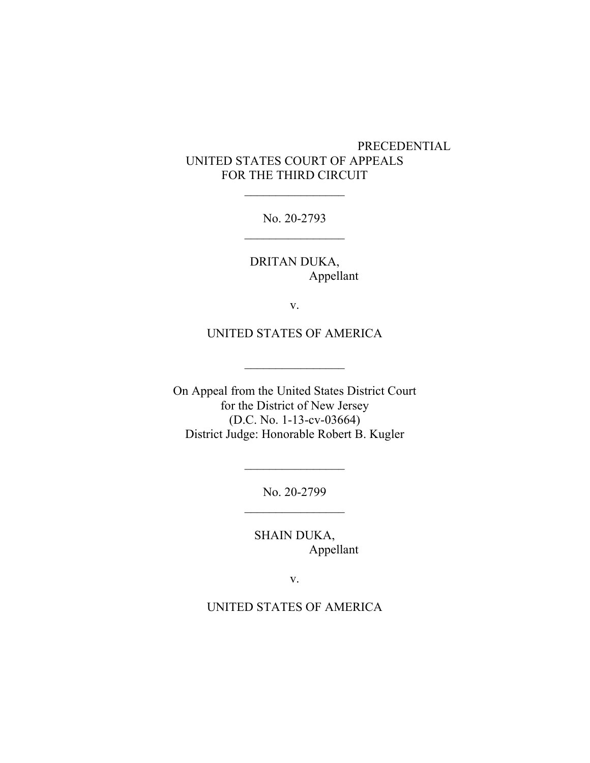PRECEDENTIAL

UNITED STATES COURT OF APPEALS
FOR THE THIRD CIRCUIT

\_\_\_\_\_\_\_\_\_\_\_\_\_\_\_\_

No. 20-2793

\_\_\_\_\_\_\_\_\_\_\_\_\_\_\_\_

DRITAN DUKA,
Appellant

v.

UNITED STATES OF AMERICA

\_\_\_\_\_\_\_\_\_\_\_\_\_\_\_\_

On Appeal from the United States District Court
for the District of New Jersey
(D.C. No. 1-13-cv-03664)
District Judge: Honorable Robert B. Kugler

\_\_\_\_\_\_\_\_\_\_\_\_\_\_\_\_

No. 20-2799

\_\_\_\_\_\_\_\_\_\_\_\_\_\_\_\_

SHAIN DUKA,
Appellant

v.

UNITED STATES OF AMERICA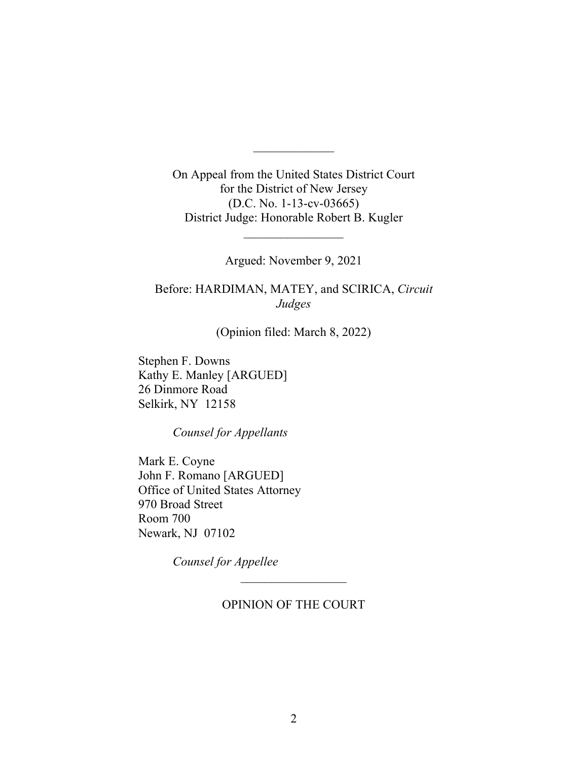---

On Appeal from the United States District Court
for the District of New Jersey
(D.C. No. 1-13-cv-03665)
District Judge: Honorable Robert B. Kugler

---

Argued: November 9, 2021

Before: HARDIMAN, MATEY, and SCIRICA, *Circuit Judges*

(Opinion filed: March 8, 2022)

Stephen F. Downs
Kathy E. Manley [ARGUED]
26 Dinmore Road
Selkirk, NY 12158

*Counsel for Appellants*

Mark E. Coyne
John F. Romano [ARGUED]
Office of United States Attorney
970 Broad Street
Room 700
Newark, NJ 07102

*Counsel for Appellee*

---

OPINION OF THE COURT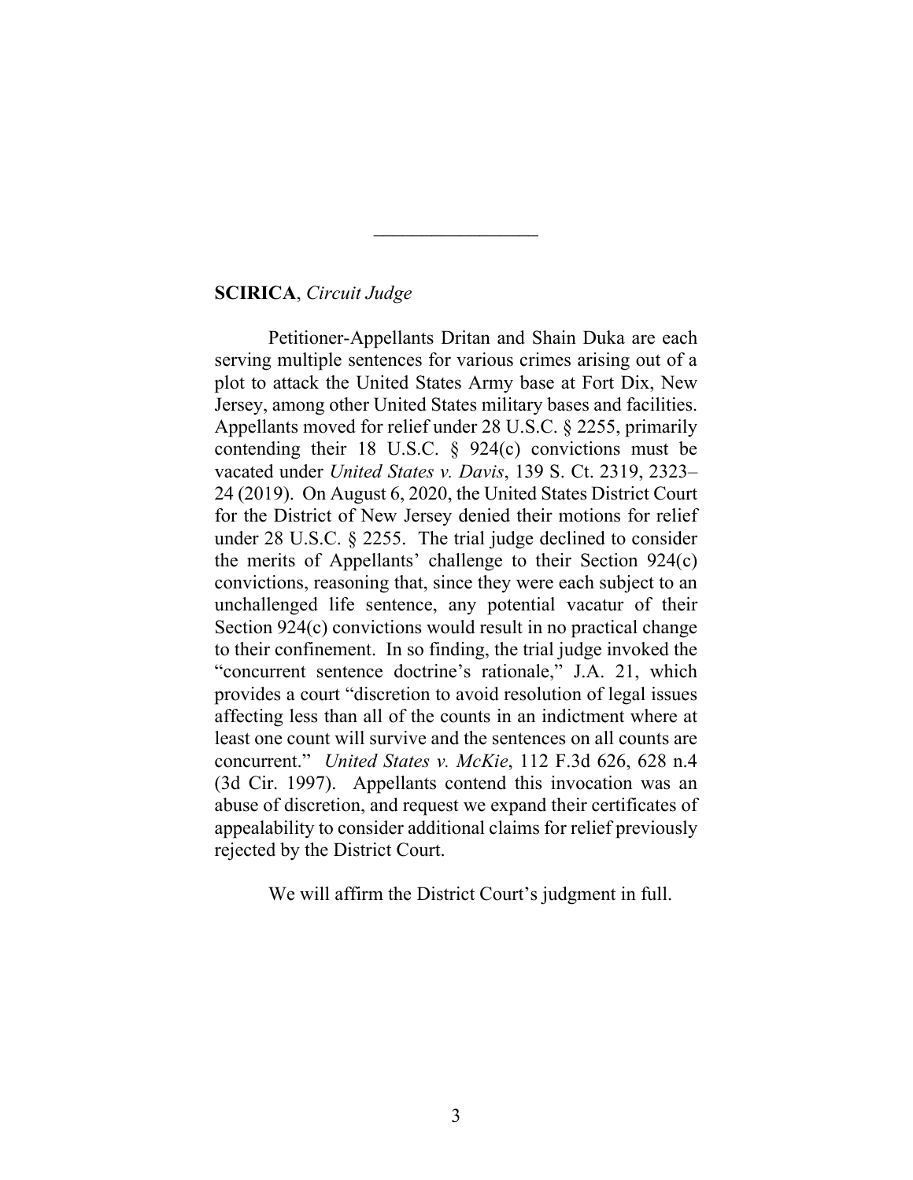\_\_\_\_\_\_\_\_\_\_\_\_\_\_\_\_\_

**SCIRICA**, *Circuit Judge*

Petitioner-Appellants Dritan and Shain Duka are each serving multiple sentences for various crimes arising out of a plot to attack the United States Army base at Fort Dix, New Jersey, among other United States military bases and facilities. Appellants moved for relief under 28 U.S.C. § 2255, primarily contending their 18 U.S.C. § 924(c) convictions must be vacated under *United States v. Davis*, 139 S. Ct. 2319, 2323–24 (2019). On August 6, 2020, the United States District Court for the District of New Jersey denied their motions for relief under 28 U.S.C. § 2255. The trial judge declined to consider the merits of Appellants' challenge to their Section 924(c) convictions, reasoning that, since they were each subject to an unchallenged life sentence, any potential vacatur of their Section 924(c) convictions would result in no practical change to their confinement. In so finding, the trial judge invoked the "concurrent sentence doctrine's rationale," J.A. 21, which provides a court "discretion to avoid resolution of legal issues affecting less than all of the counts in an indictment where at least one count will survive and the sentences on all counts are concurrent." *United States v. McKie*, 112 F.3d 626, 628 n.4 (3d Cir. 1997). Appellants contend this invocation was an abuse of discretion, and request we expand their certificates of appealability to consider additional claims for relief previously rejected by the District Court.

We will affirm the District Court's judgment in full.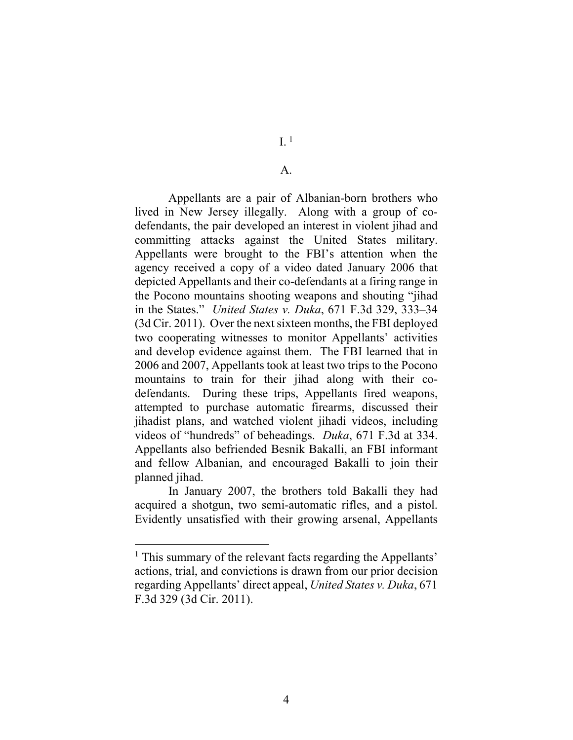# I.[1]

## A.

Appellants are a pair of Albanian-born brothers who lived in New Jersey illegally. Along with a group of co-defendants, the pair developed an interest in violent jihad and committing attacks against the United States military. Appellants were brought to the FBI's attention when the agency received a copy of a video dated January 2006 that depicted Appellants and their co-defendants at a firing range in the Pocono mountains shooting weapons and shouting "jihad in the States." *United States v. Duka*, 671 F.3d 329, 333–34 (3d Cir. 2011). Over the next sixteen months, the FBI deployed two cooperating witnesses to monitor Appellants' activities and develop evidence against them. The FBI learned that in 2006 and 2007, Appellants took at least two trips to the Pocono mountains to train for their jihad along with their co-defendants. During these trips, Appellants fired weapons, attempted to purchase automatic firearms, discussed their jihadist plans, and watched violent jihadi videos, including videos of "hundreds" of beheadings. *Duka*, 671 F.3d at 334. Appellants also befriended Besnik Bakalli, an FBI informant and fellow Albanian, and encouraged Bakalli to join their planned jihad.

In January 2007, the brothers told Bakalli they had acquired a shotgun, two semi-automatic rifles, and a pistol. Evidently unsatisfied with their growing arsenal, Appellants

[1] This summary of the relevant facts regarding the Appellants' actions, trial, and convictions is drawn from our prior decision regarding Appellants' direct appeal, *United States v. Duka*, 671 F.3d 329 (3d Cir. 2011).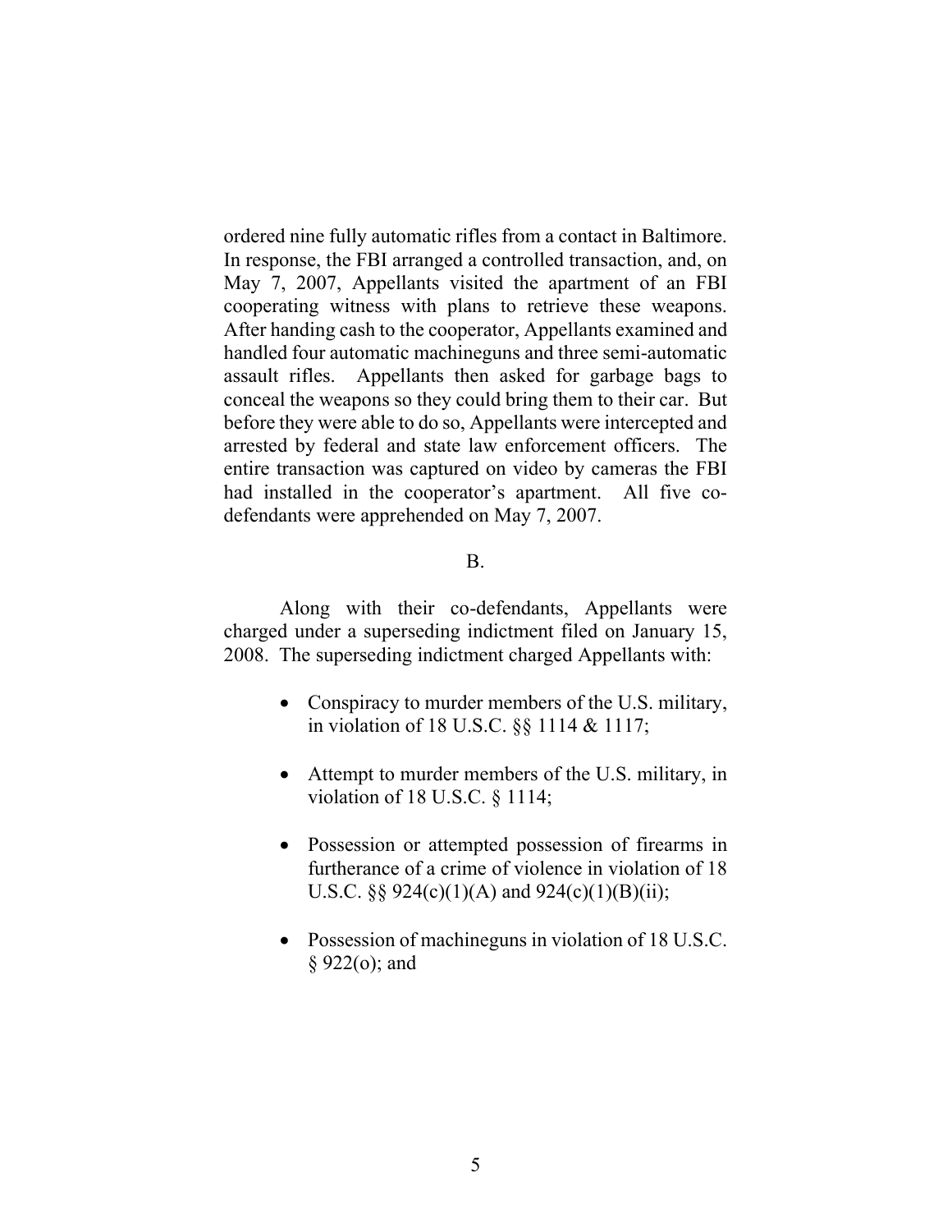ordered nine fully automatic rifles from a contact in Baltimore. In response, the FBI arranged a controlled transaction, and, on May 7, 2007, Appellants visited the apartment of an FBI cooperating witness with plans to retrieve these weapons. After handing cash to the cooperator, Appellants examined and handled four automatic machineguns and three semi-automatic assault rifles. Appellants then asked for garbage bags to conceal the weapons so they could bring them to their car. But before they were able to do so, Appellants were intercepted and arrested by federal and state law enforcement officers. The entire transaction was captured on video by cameras the FBI had installed in the cooperator's apartment. All five co-defendants were apprehended on May 7, 2007.

B.

Along with their co-defendants, Appellants were charged under a superseding indictment filed on January 15, 2008. The superseding indictment charged Appellants with:

- Conspiracy to murder members of the U.S. military, in violation of 18 U.S.C. §§ 1114 & 1117;

- Attempt to murder members of the U.S. military, in violation of 18 U.S.C. § 1114;

- Possession or attempted possession of firearms in furtherance of a crime of violence in violation of 18 U.S.C. §§ 924(c)(1)(A) and 924(c)(1)(B)(ii);

- Possession of machineguns in violation of 18 U.S.C. § 922(o); and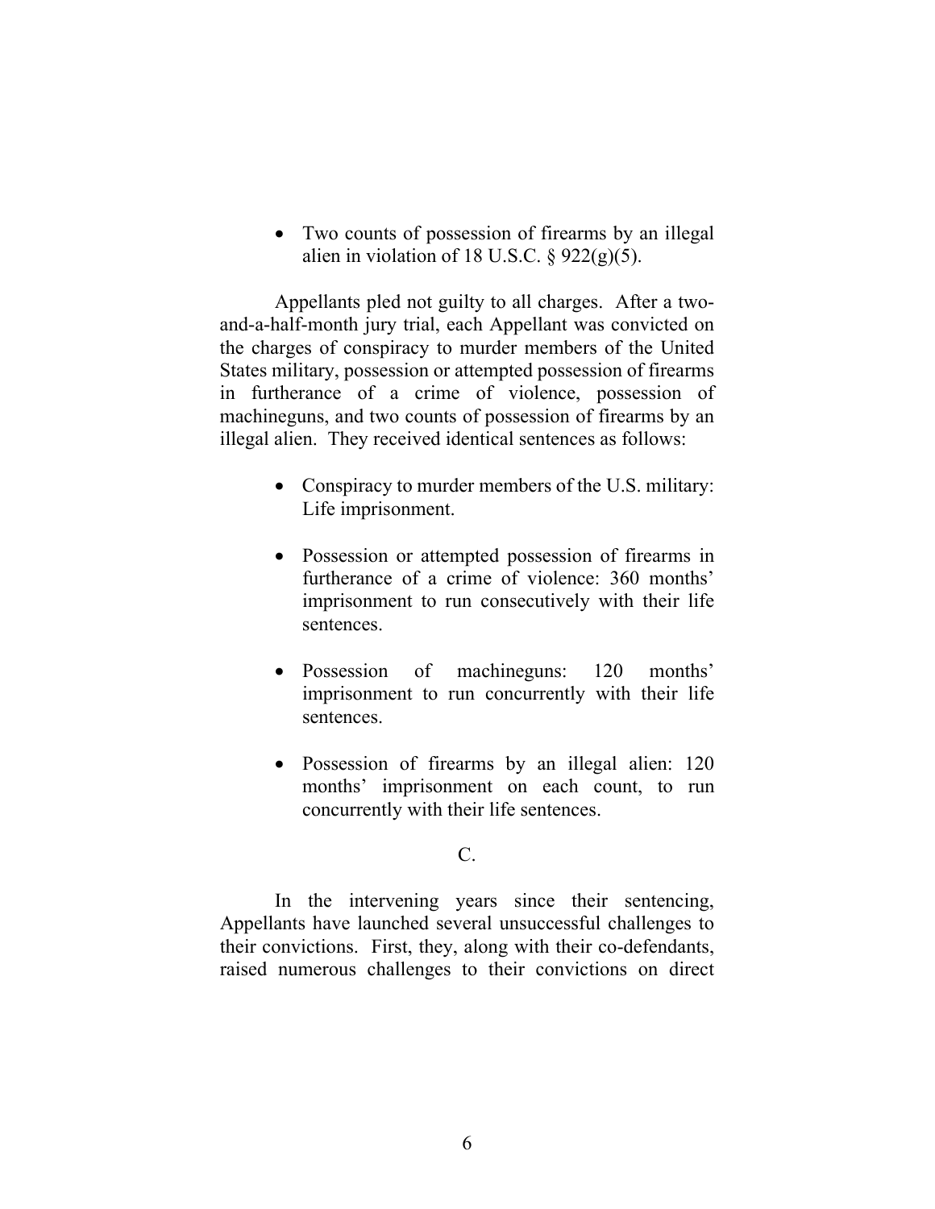- Two counts of possession of firearms by an illegal alien in violation of 18 U.S.C. § 922(g)(5).

Appellants pled not guilty to all charges. After a two-and-a-half-month jury trial, each Appellant was convicted on the charges of conspiracy to murder members of the United States military, possession or attempted possession of firearms in furtherance of a crime of violence, possession of machineguns, and two counts of possession of firearms by an illegal alien. They received identical sentences as follows:

- Conspiracy to murder members of the U.S. military: Life imprisonment.
- Possession or attempted possession of firearms in furtherance of a crime of violence: 360 months' imprisonment to run consecutively with their life sentences.
- Possession of machineguns: 120 months' imprisonment to run concurrently with their life sentences.
- Possession of firearms by an illegal alien: 120 months' imprisonment on each count, to run concurrently with their life sentences.

C.

In the intervening years since their sentencing, Appellants have launched several unsuccessful challenges to their convictions. First, they, along with their co-defendants, raised numerous challenges to their convictions on direct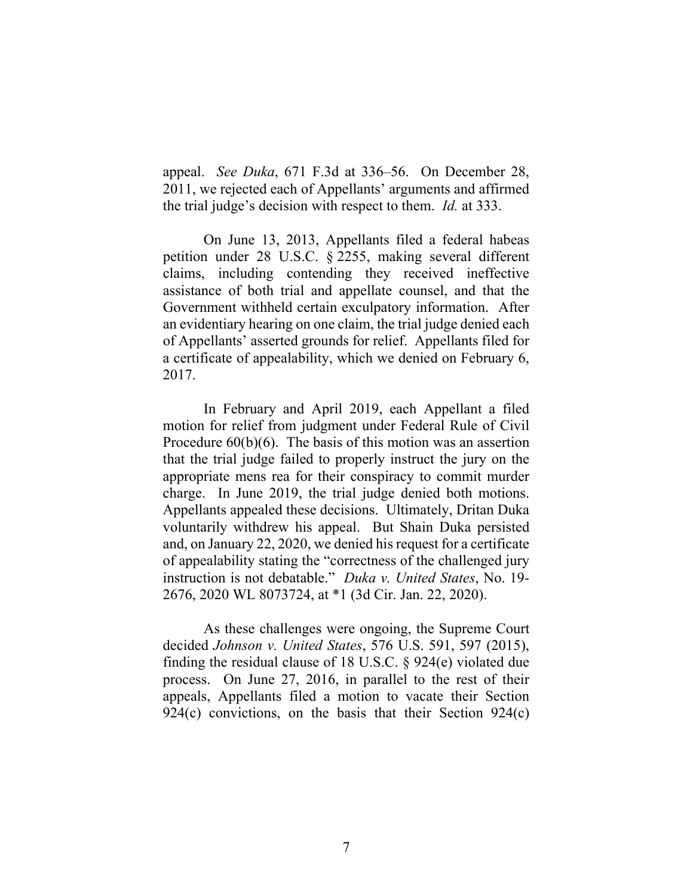appeal. *See Duka*, 671 F.3d at 336–56. On December 28, 2011, we rejected each of Appellants' arguments and affirmed the trial judge's decision with respect to them. *Id.* at 333.

On June 13, 2013, Appellants filed a federal habeas petition under 28 U.S.C. § 2255, making several different claims, including contending they received ineffective assistance of both trial and appellate counsel, and that the Government withheld certain exculpatory information. After an evidentiary hearing on one claim, the trial judge denied each of Appellants' asserted grounds for relief. Appellants filed for a certificate of appealability, which we denied on February 6, 2017.

In February and April 2019, each Appellant a filed motion for relief from judgment under Federal Rule of Civil Procedure 60(b)(6). The basis of this motion was an assertion that the trial judge failed to properly instruct the jury on the appropriate mens rea for their conspiracy to commit murder charge. In June 2019, the trial judge denied both motions. Appellants appealed these decisions. Ultimately, Dritan Duka voluntarily withdrew his appeal. But Shain Duka persisted and, on January 22, 2020, we denied his request for a certificate of appealability stating the "correctness of the challenged jury instruction is not debatable." *Duka v. United States*, No. 19-2676, 2020 WL 8073724, at *1 (3d Cir. Jan. 22, 2020).

As these challenges were ongoing, the Supreme Court decided *Johnson v. United States*, 576 U.S. 591, 597 (2015), finding the residual clause of 18 U.S.C. § 924(e) violated due process. On June 27, 2016, in parallel to the rest of their appeals, Appellants filed a motion to vacate their Section 924(c) convictions, on the basis that their Section 924(c)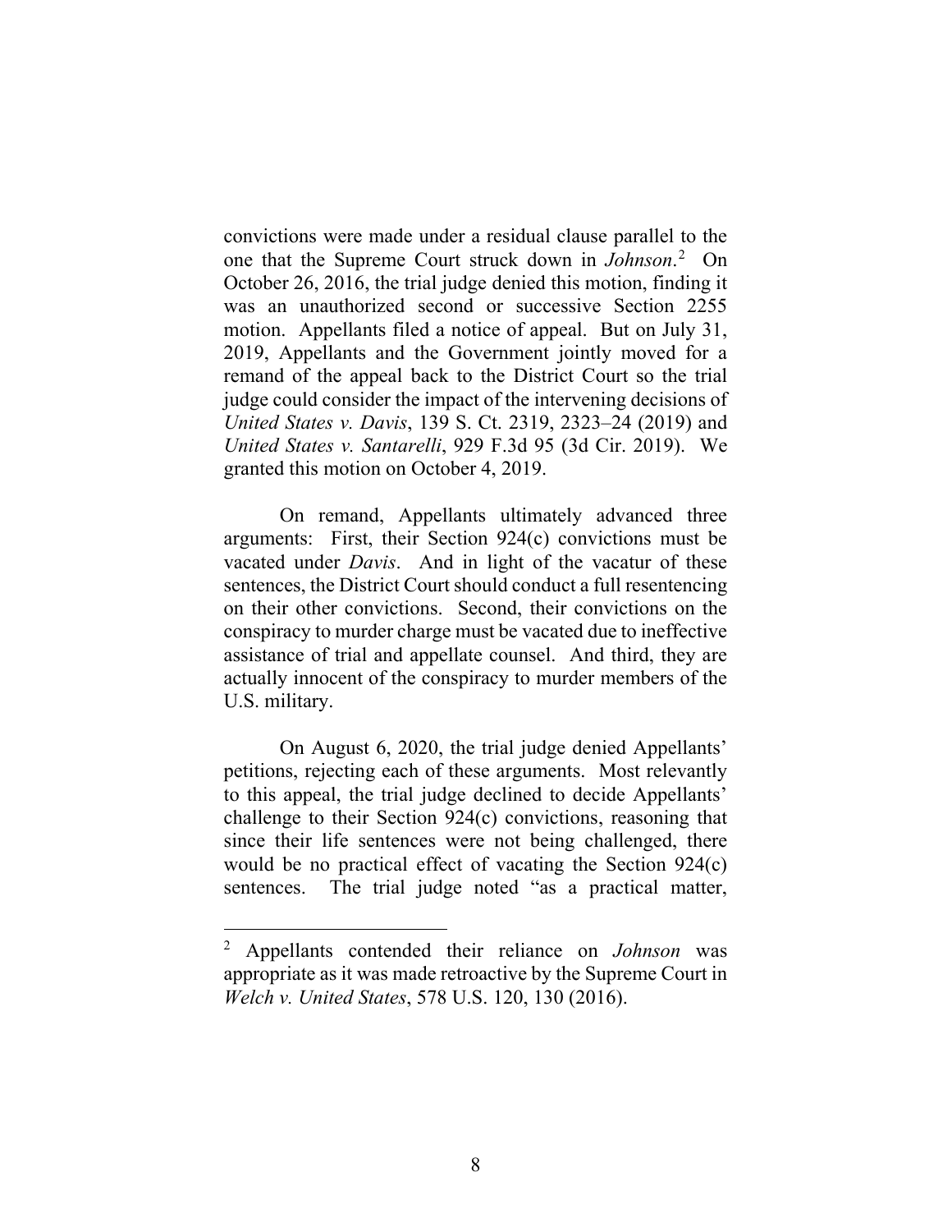convictions were made under a residual clause parallel to the one that the Supreme Court struck down in *Johnson*.[2] On October 26, 2016, the trial judge denied this motion, finding it was an unauthorized second or successive Section 2255 motion. Appellants filed a notice of appeal. But on July 31, 2019, Appellants and the Government jointly moved for a remand of the appeal back to the District Court so the trial judge could consider the impact of the intervening decisions of *United States v. Davis*, 139 S. Ct. 2319, 2323–24 (2019) and *United States v. Santarelli*, 929 F.3d 95 (3d Cir. 2019). We granted this motion on October 4, 2019.

On remand, Appellants ultimately advanced three arguments: First, their Section 924(c) convictions must be vacated under *Davis*. And in light of the vacatur of these sentences, the District Court should conduct a full resentencing on their other convictions. Second, their convictions on the conspiracy to murder charge must be vacated due to ineffective assistance of trial and appellate counsel. And third, they are actually innocent of the conspiracy to murder members of the U.S. military.

On August 6, 2020, the trial judge denied Appellants' petitions, rejecting each of these arguments. Most relevantly to this appeal, the trial judge declined to decide Appellants' challenge to their Section 924(c) convictions, reasoning that since their life sentences were not being challenged, there would be no practical effect of vacating the Section 924(c) sentences. The trial judge noted "as a practical matter,

[2] Appellants contended their reliance on *Johnson* was appropriate as it was made retroactive by the Supreme Court in *Welch v. United States*, 578 U.S. 120, 130 (2016).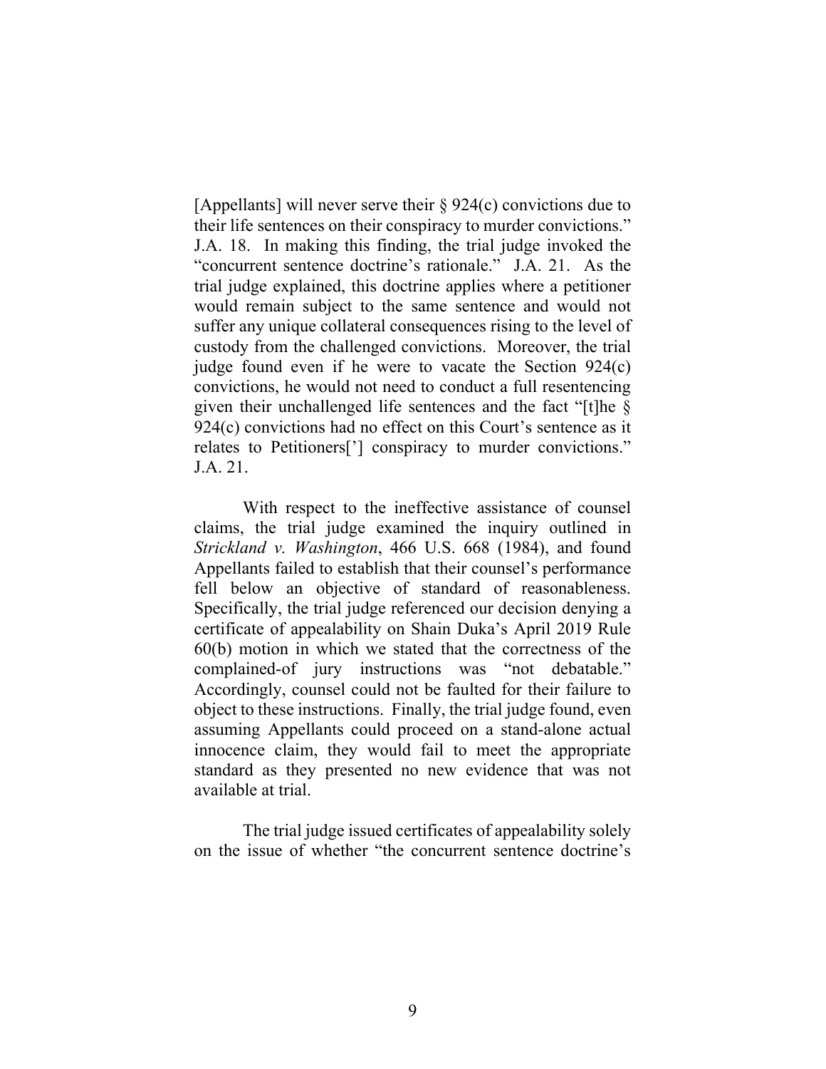[Appellants] will never serve their § 924(c) convictions due to their life sentences on their conspiracy to murder convictions." J.A. 18. In making this finding, the trial judge invoked the "concurrent sentence doctrine's rationale." J.A. 21. As the trial judge explained, this doctrine applies where a petitioner would remain subject to the same sentence and would not suffer any unique collateral consequences rising to the level of custody from the challenged convictions. Moreover, the trial judge found even if he were to vacate the Section 924(c) convictions, he would not need to conduct a full resentencing given their unchallenged life sentences and the fact "[t]he § 924(c) convictions had no effect on this Court's sentence as it relates to Petitioners['] conspiracy to murder convictions." J.A. 21.

With respect to the ineffective assistance of counsel claims, the trial judge examined the inquiry outlined in *Strickland v. Washington*, 466 U.S. 668 (1984), and found Appellants failed to establish that their counsel's performance fell below an objective of standard of reasonableness. Specifically, the trial judge referenced our decision denying a certificate of appealability on Shain Duka's April 2019 Rule 60(b) motion in which we stated that the correctness of the complained-of jury instructions was "not debatable." Accordingly, counsel could not be faulted for their failure to object to these instructions. Finally, the trial judge found, even assuming Appellants could proceed on a stand-alone actual innocence claim, they would fail to meet the appropriate standard as they presented no new evidence that was not available at trial.

The trial judge issued certificates of appealability solely on the issue of whether "the concurrent sentence doctrine's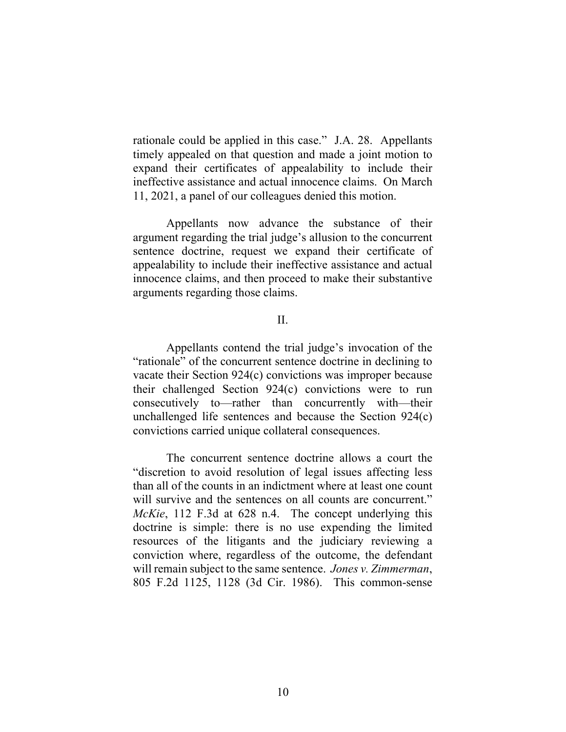rationale could be applied in this case." J.A. 28. Appellants timely appealed on that question and made a joint motion to expand their certificates of appealability to include their ineffective assistance and actual innocence claims. On March 11, 2021, a panel of our colleagues denied this motion.

Appellants now advance the substance of their argument regarding the trial judge's allusion to the concurrent sentence doctrine, request we expand their certificate of appealability to include their ineffective assistance and actual innocence claims, and then proceed to make their substantive arguments regarding those claims.

## II.

Appellants contend the trial judge's invocation of the "rationale" of the concurrent sentence doctrine in declining to vacate their Section 924(c) convictions was improper because their challenged Section 924(c) convictions were to run consecutively to—rather than concurrently with—their unchallenged life sentences and because the Section 924(c) convictions carried unique collateral consequences.

The concurrent sentence doctrine allows a court the "discretion to avoid resolution of legal issues affecting less than all of the counts in an indictment where at least one count will survive and the sentences on all counts are concurrent." *McKie*, 112 F.3d at 628 n.4. The concept underlying this doctrine is simple: there is no use expending the limited resources of the litigants and the judiciary reviewing a conviction where, regardless of the outcome, the defendant will remain subject to the same sentence. *Jones v. Zimmerman*, 805 F.2d 1125, 1128 (3d Cir. 1986). This common-sense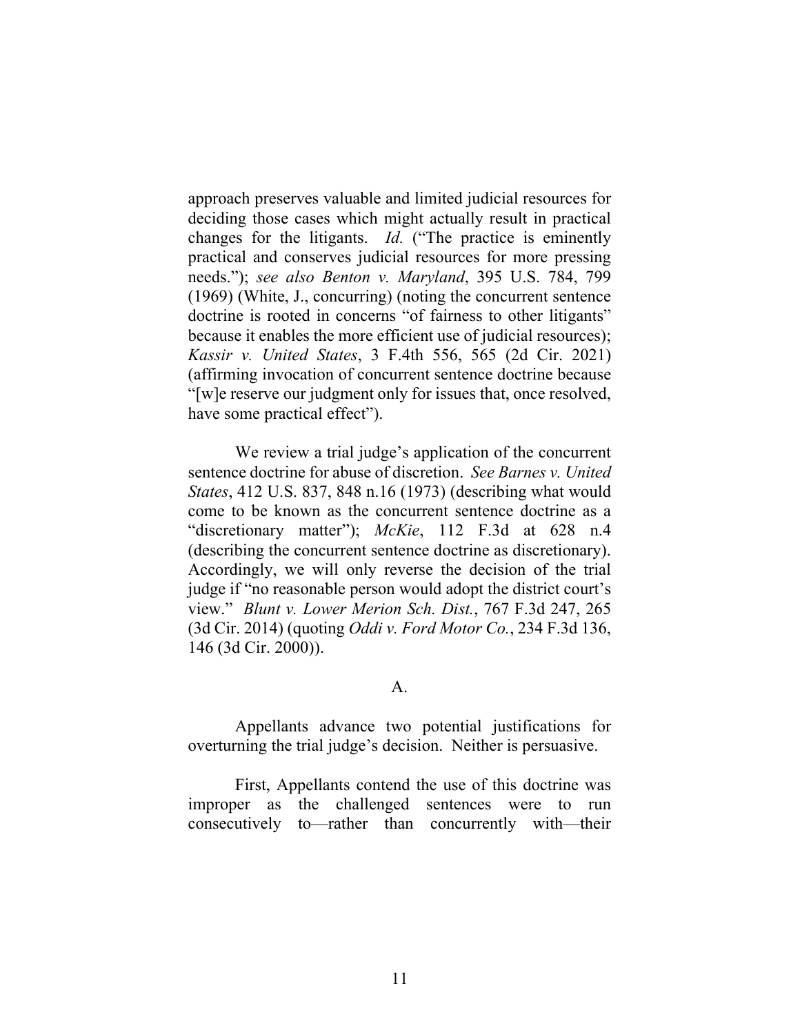approach preserves valuable and limited judicial resources for deciding those cases which might actually result in practical changes for the litigants. *Id.* ("The practice is eminently practical and conserves judicial resources for more pressing needs."); *see also Benton v. Maryland*, 395 U.S. 784, 799 (1969) (White, J., concurring) (noting the concurrent sentence doctrine is rooted in concerns "of fairness to other litigants" because it enables the more efficient use of judicial resources); *Kassir v. United States*, 3 F.4th 556, 565 (2d Cir. 2021) (affirming invocation of concurrent sentence doctrine because "[w]e reserve our judgment only for issues that, once resolved, have some practical effect").

We review a trial judge's application of the concurrent sentence doctrine for abuse of discretion. *See Barnes v. United States*, 412 U.S. 837, 848 n.16 (1973) (describing what would come to be known as the concurrent sentence doctrine as a "discretionary matter"); *McKie*, 112 F.3d at 628 n.4 (describing the concurrent sentence doctrine as discretionary). Accordingly, we will only reverse the decision of the trial judge if "no reasonable person would adopt the district court's view." *Blunt v. Lower Merion Sch. Dist.*, 767 F.3d 247, 265 (3d Cir. 2014) (quoting *Oddi v. Ford Motor Co.*, 234 F.3d 136, 146 (3d Cir. 2000)).

### A.

Appellants advance two potential justifications for overturning the trial judge's decision. Neither is persuasive.

First, Appellants contend the use of this doctrine was improper as the challenged sentences were to run consecutively to—rather than concurrently with—their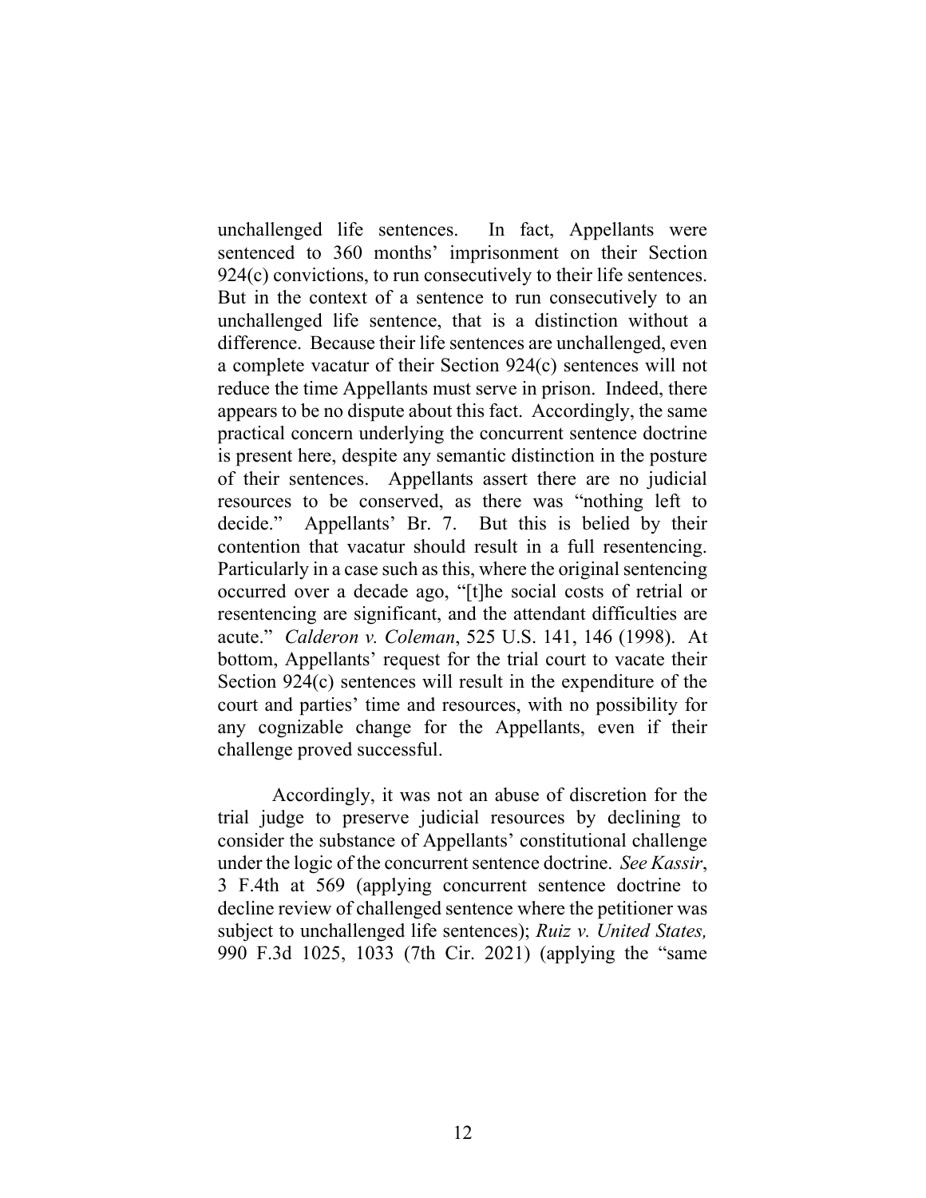unchallenged life sentences. In fact, Appellants were sentenced to 360 months' imprisonment on their Section 924(c) convictions, to run consecutively to their life sentences. But in the context of a sentence to run consecutively to an unchallenged life sentence, that is a distinction without a difference. Because their life sentences are unchallenged, even a complete vacatur of their Section 924(c) sentences will not reduce the time Appellants must serve in prison. Indeed, there appears to be no dispute about this fact. Accordingly, the same practical concern underlying the concurrent sentence doctrine is present here, despite any semantic distinction in the posture of their sentences. Appellants assert there are no judicial resources to be conserved, as there was "nothing left to decide." Appellants' Br. 7. But this is belied by their contention that vacatur should result in a full resentencing. Particularly in a case such as this, where the original sentencing occurred over a decade ago, "[t]he social costs of retrial or resentencing are significant, and the attendant difficulties are acute." *Calderon v. Coleman*, 525 U.S. 141, 146 (1998). At bottom, Appellants' request for the trial court to vacate their Section 924(c) sentences will result in the expenditure of the court and parties' time and resources, with no possibility for any cognizable change for the Appellants, even if their challenge proved successful.

Accordingly, it was not an abuse of discretion for the trial judge to preserve judicial resources by declining to consider the substance of Appellants' constitutional challenge under the logic of the concurrent sentence doctrine. *See Kassir*, 3 F.4th at 569 (applying concurrent sentence doctrine to decline review of challenged sentence where the petitioner was subject to unchallenged life sentences); *Ruiz v. United States,* 990 F.3d 1025, 1033 (7th Cir. 2021) (applying the "same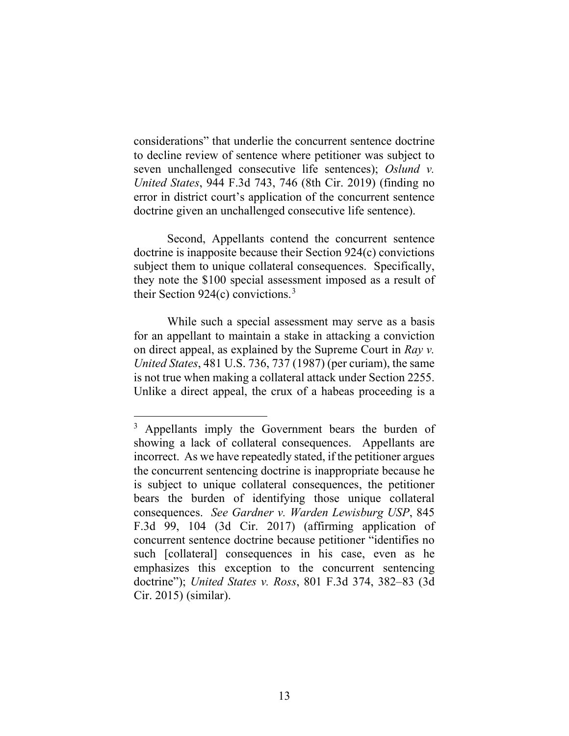considerations" that underlie the concurrent sentence doctrine to decline review of sentence where petitioner was subject to seven unchallenged consecutive life sentences); *Oslund v. United States*, 944 F.3d 743, 746 (8th Cir. 2019) (finding no error in district court's application of the concurrent sentence doctrine given an unchallenged consecutive life sentence).

Second, Appellants contend the concurrent sentence doctrine is inapposite because their Section 924(c) convictions subject them to unique collateral consequences. Specifically, they note the $100 special assessment imposed as a result of their Section 924(c) convictions.[3]

While such a special assessment may serve as a basis for an appellant to maintain a stake in attacking a conviction on direct appeal, as explained by the Supreme Court in *Ray v. United States*, 481 U.S. 736, 737 (1987) (per curiam), the same is not true when making a collateral attack under Section 2255. Unlike a direct appeal, the crux of a habeas proceeding is a

---

[3] Appellants imply the Government bears the burden of showing a lack of collateral consequences. Appellants are incorrect. As we have repeatedly stated, if the petitioner argues the concurrent sentencing doctrine is inappropriate because he is subject to unique collateral consequences, the petitioner bears the burden of identifying those unique collateral consequences. *See Gardner v. Warden Lewisburg USP*, 845 F.3d 99, 104 (3d Cir. 2017) (affirming application of concurrent sentence doctrine because petitioner "identifies no such [collateral] consequences in his case, even as he emphasizes this exception to the concurrent sentencing doctrine"); *United States v. Ross*, 801 F.3d 374, 382–83 (3d Cir. 2015) (similar).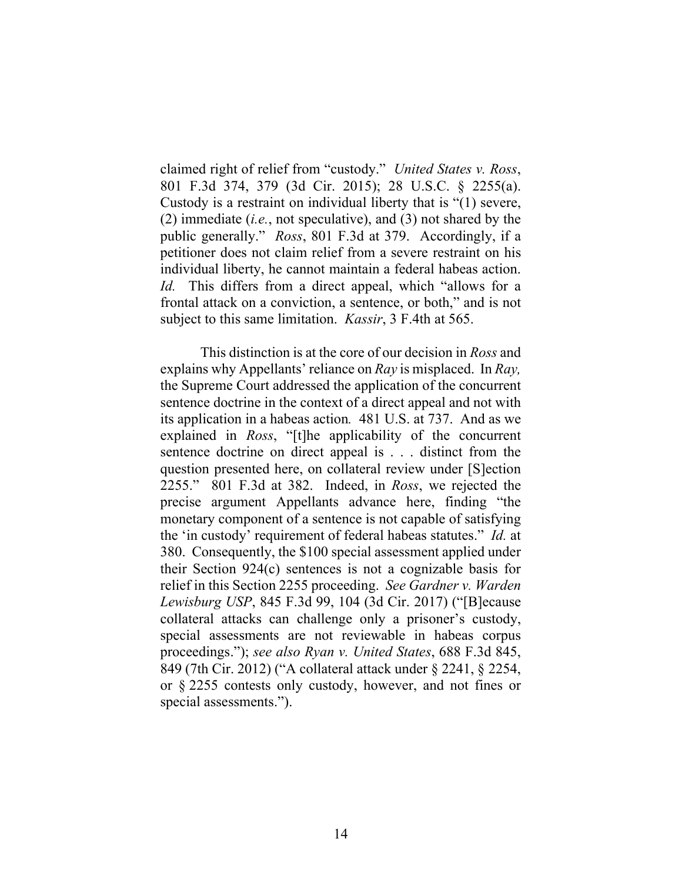claimed right of relief from "custody." *United States v. Ross*, 801 F.3d 374, 379 (3d Cir. 2015); 28 U.S.C. § 2255(a). Custody is a restraint on individual liberty that is "(1) severe, (2) immediate (*i.e.*, not speculative), and (3) not shared by the public generally." *Ross*, 801 F.3d at 379. Accordingly, if a petitioner does not claim relief from a severe restraint on his individual liberty, he cannot maintain a federal habeas action. *Id.* This differs from a direct appeal, which "allows for a frontal attack on a conviction, a sentence, or both," and is not subject to this same limitation. *Kassir*, 3 F.4th at 565.

This distinction is at the core of our decision in *Ross* and explains why Appellants' reliance on *Ray* is misplaced. In *Ray,* the Supreme Court addressed the application of the concurrent sentence doctrine in the context of a direct appeal and not with its application in a habeas action*.* 481 U.S. at 737. And as we explained in *Ross*, "[t]he applicability of the concurrent sentence doctrine on direct appeal is . . . distinct from the question presented here, on collateral review under [S]ection 2255." 801 F.3d at 382. Indeed, in *Ross*, we rejected the precise argument Appellants advance here, finding "the monetary component of a sentence is not capable of satisfying the 'in custody' requirement of federal habeas statutes." *Id.* at 380. Consequently, the $100 special assessment applied under their Section 924(c) sentences is not a cognizable basis for relief in this Section 2255 proceeding. *See Gardner v. Warden Lewisburg USP*, 845 F.3d 99, 104 (3d Cir. 2017) ("[B]ecause collateral attacks can challenge only a prisoner's custody, special assessments are not reviewable in habeas corpus proceedings."); *see also Ryan v. United States*, 688 F.3d 845, 849 (7th Cir. 2012) ("A collateral attack under § 2241, § 2254, or § 2255 contests only custody, however, and not fines or special assessments.").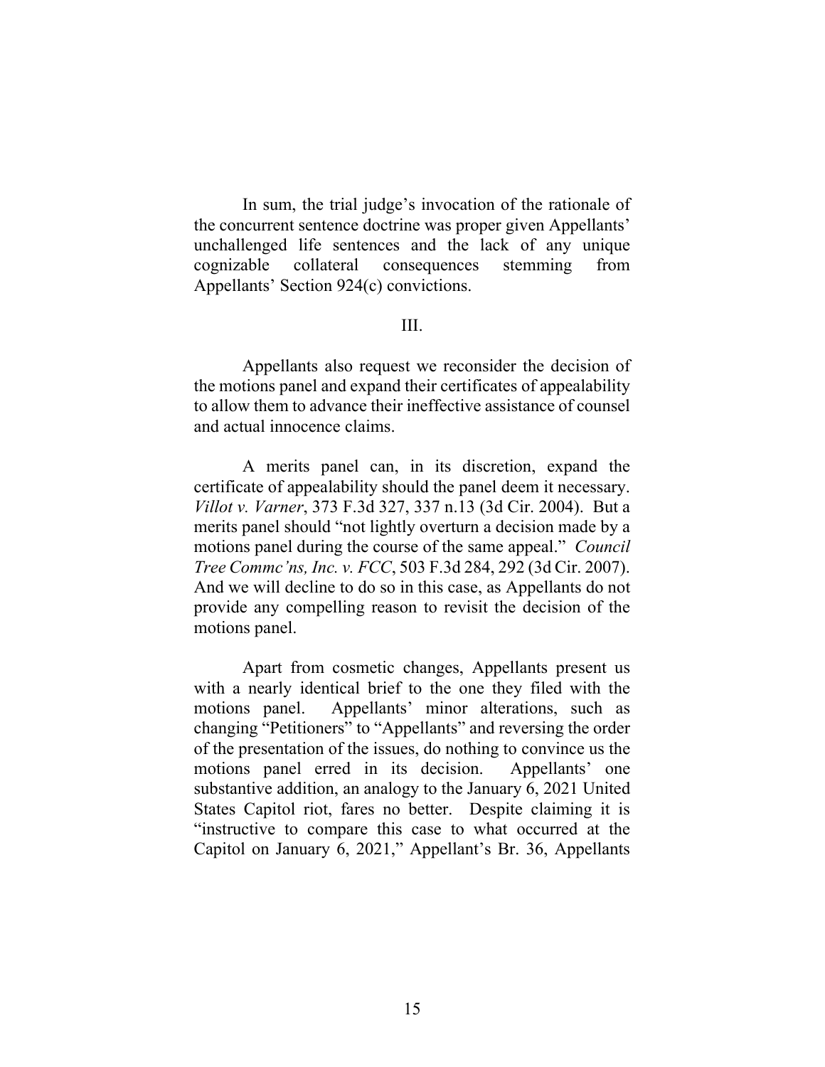In sum, the trial judge's invocation of the rationale of the concurrent sentence doctrine was proper given Appellants' unchallenged life sentences and the lack of any unique cognizable collateral consequences stemming from Appellants' Section 924(c) convictions.

## III.

Appellants also request we reconsider the decision of the motions panel and expand their certificates of appealability to allow them to advance their ineffective assistance of counsel and actual innocence claims.

A merits panel can, in its discretion, expand the certificate of appealability should the panel deem it necessary. *Villot v. Varner*, 373 F.3d 327, 337 n.13 (3d Cir. 2004). But a merits panel should "not lightly overturn a decision made by a motions panel during the course of the same appeal." *Council Tree Commc'ns, Inc. v. FCC*, 503 F.3d 284, 292 (3d Cir. 2007). And we will decline to do so in this case, as Appellants do not provide any compelling reason to revisit the decision of the motions panel.

Apart from cosmetic changes, Appellants present us with a nearly identical brief to the one they filed with the motions panel. Appellants' minor alterations, such as changing "Petitioners" to "Appellants" and reversing the order of the presentation of the issues, do nothing to convince us the motions panel erred in its decision. Appellants' one substantive addition, an analogy to the January 6, 2021 United States Capitol riot, fares no better. Despite claiming it is "instructive to compare this case to what occurred at the Capitol on January 6, 2021," Appellant's Br. 36, Appellants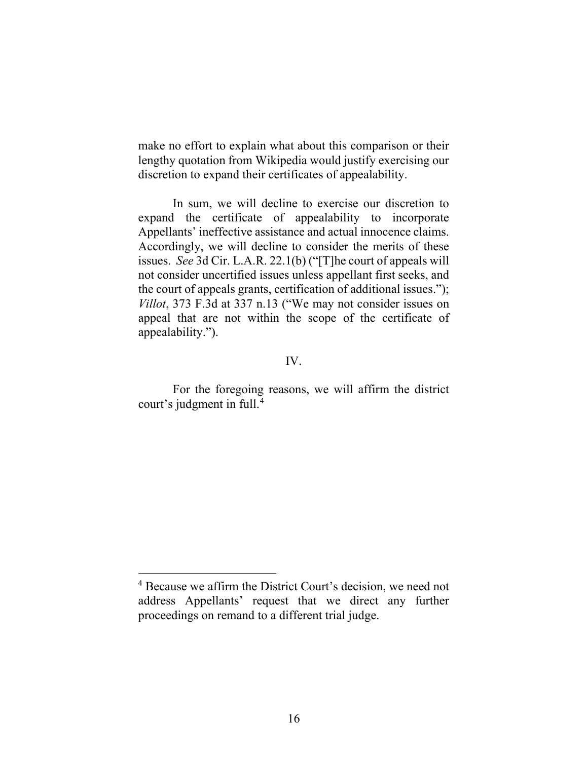make no effort to explain what about this comparison or their lengthy quotation from Wikipedia would justify exercising our discretion to expand their certificates of appealability.

In sum, we will decline to exercise our discretion to expand the certificate of appealability to incorporate Appellants' ineffective assistance and actual innocence claims. Accordingly, we will decline to consider the merits of these issues. *See* 3d Cir. L.A.R. 22.1(b) ("[T]he court of appeals will not consider uncertified issues unless appellant first seeks, and the court of appeals grants, certification of additional issues."); *Villot*, 373 F.3d at 337 n.13 ("We may not consider issues on appeal that are not within the scope of the certificate of appealability.").

## IV.

For the foregoing reasons, we will affirm the district court's judgment in full.[4]

[4] Because we affirm the District Court's decision, we need not address Appellants' request that we direct any further proceedings on remand to a different trial judge.